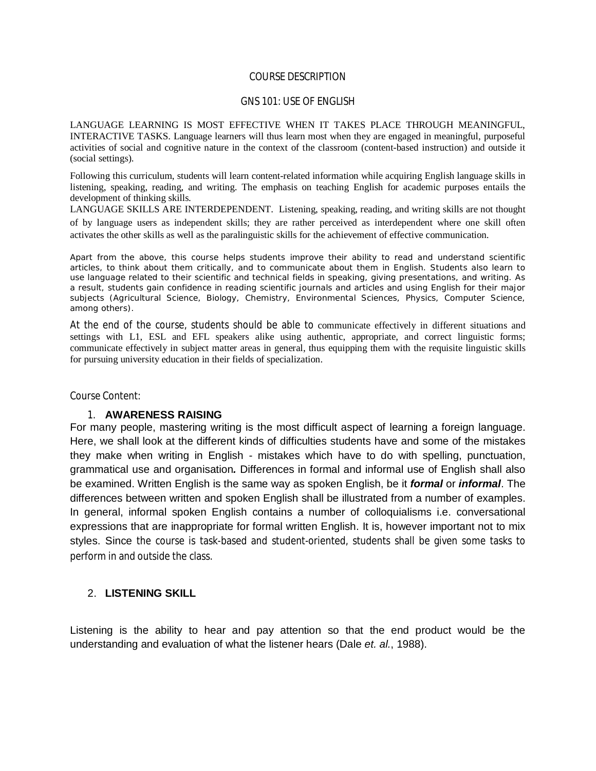# COURSE DESCRIPTION

## GNS 101: USE OF ENGLISH

LANGUAGE LEARNING IS MOST EFFECTIVE WHEN IT TAKES PLACE THROUGH MEANINGFUL, INTERACTIVE TASKS. Language learners will thus learn most when they are engaged in meaningful, purposeful activities of social and cognitive nature in the context of the classroom (content-based instruction) and outside it (social settings).

Following this curriculum, students will learn content-related information while acquiring English language skills in listening, speaking, reading, and writing. The emphasis on teaching English for academic purposes entails the development of thinking skills.

LANGUAGE SKILLS ARE INTERDEPENDENT. Listening, speaking, reading, and writing skills are not thought of by language users as independent skills; they are rather perceived as interdependent where one skill often activates the other skills as well as the paralinguistic skills for the achievement of effective communication.

Apart from the above, this course helps students improve their ability to read and understand scientific articles, to think about them critically, and to communicate about them in English. Students also learn to use language related to their scientific and technical fields in speaking, giving presentations, and writing. As a result, students gain confidence in reading scientific journals and articles and using English for their major subjects (Agricultural Science, Biology, Chemistry, Environmental Sciences, Physics, Computer Science, among others).

At the end of the course, students should be able to communicate effectively in different situations and settings with L1, ESL and EFL speakers alike using authentic, appropriate, and correct linguistic forms; communicate effectively in subject matter areas in general, thus equipping them with the requisite linguistic skills for pursuing university education in their fields of specialization.

Course Content:

1. **AWARENESS RAISING**

For many people, mastering writing is the most difficult aspect of learning a foreign language. Here, we shall look at the different kinds of difficulties students have and some of the mistakes they make when writing in English - mistakes which have to do with spelling, punctuation, grammatical use and organisation**.** Differences in formal and informal use of English shall also be examined. Written English is the same way as spoken English, be it ***formal*** or ***informal***. The differences between written and spoken English shall be illustrated from a number of examples. In general, informal spoken English contains a number of colloquialisms i.e. conversational expressions that are inappropriate for formal written English. It is, however important not to mix styles. Since the course is task-based and student-oriented, students shall be given some tasks to perform in and outside the class.

2. **LISTENING SKILL**

Listening is the ability to hear and pay attention so that the end product would be the understanding and evaluation of what the listener hears (Dale *et. al.*, 1988).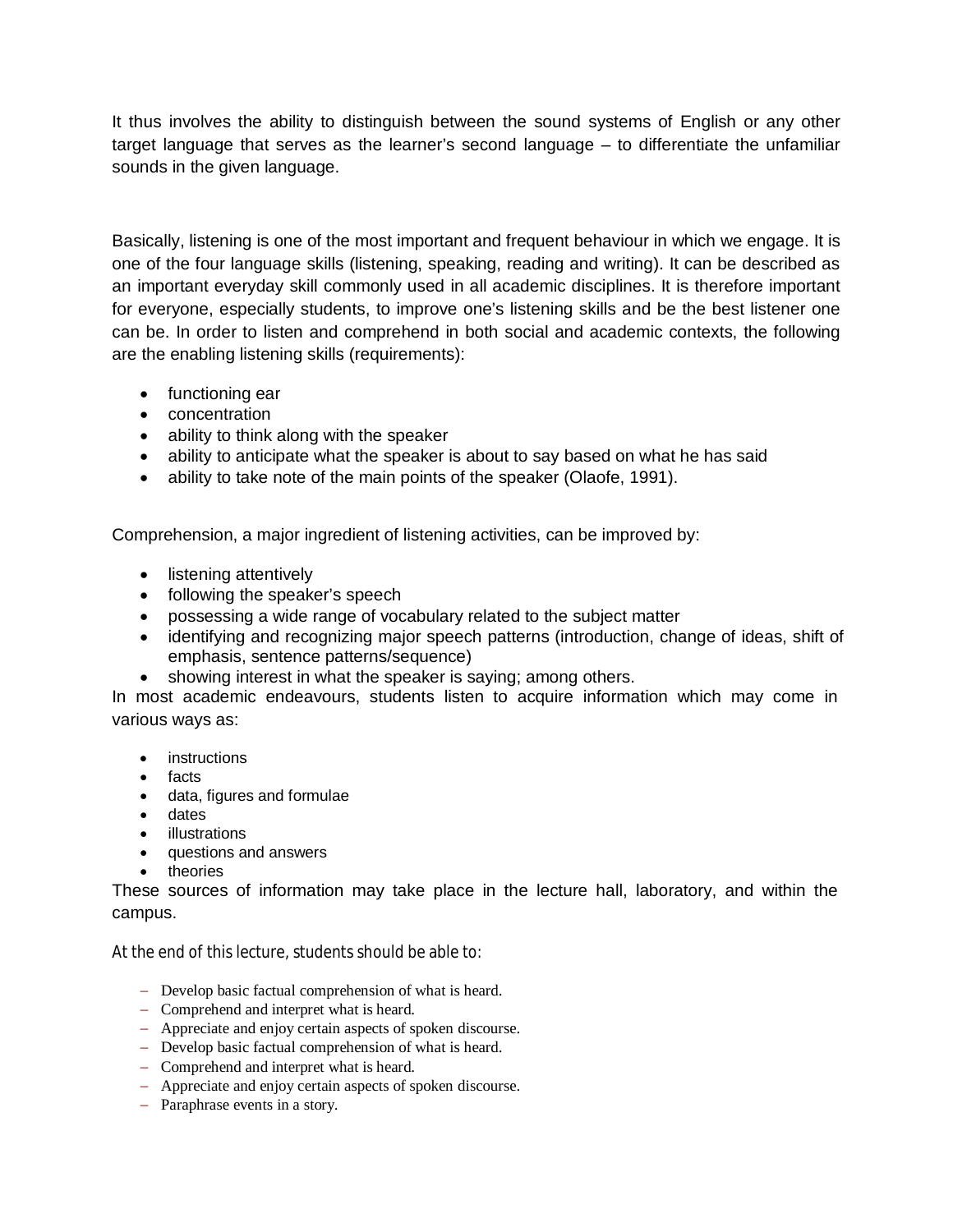It thus involves the ability to distinguish between the sound systems of English or any other target language that serves as the learner's second language – to differentiate the unfamiliar sounds in the given language.

Basically, listening is one of the most important and frequent behaviour in which we engage. It is one of the four language skills (listening, speaking, reading and writing). It can be described as an important everyday skill commonly used in all academic disciplines. It is therefore important for everyone, especially students, to improve one's listening skills and be the best listener one can be. In order to listen and comprehend in both social and academic contexts, the following are the enabling listening skills (requirements):

- functioning ear
- concentration
- ability to think along with the speaker
- ability to anticipate what the speaker is about to say based on what he has said
- ability to take note of the main points of the speaker (Olaofe, 1991).

Comprehension, a major ingredient of listening activities, can be improved by:

- listening attentively
- following the speaker's speech
- possessing a wide range of vocabulary related to the subject matter
- identifying and recognizing major speech patterns (introduction, change of ideas, shift of emphasis, sentence patterns/sequence)
- showing interest in what the speaker is saying; among others.

In most academic endeavours, students listen to acquire information which may come in various ways as:

- instructions
- facts
- data, figures and formulae
- dates
- illustrations
- questions and answers
- theories

These sources of information may take place in the lecture hall, laboratory, and within the campus.

At the end of this lecture, students should be able to:

- Develop basic factual comprehension of what is heard.
- Comprehend and interpret what is heard.
- Appreciate and enjoy certain aspects of spoken discourse.
- Develop basic factual comprehension of what is heard.
- Comprehend and interpret what is heard.
- Appreciate and enjoy certain aspects of spoken discourse.
- Paraphrase events in a story.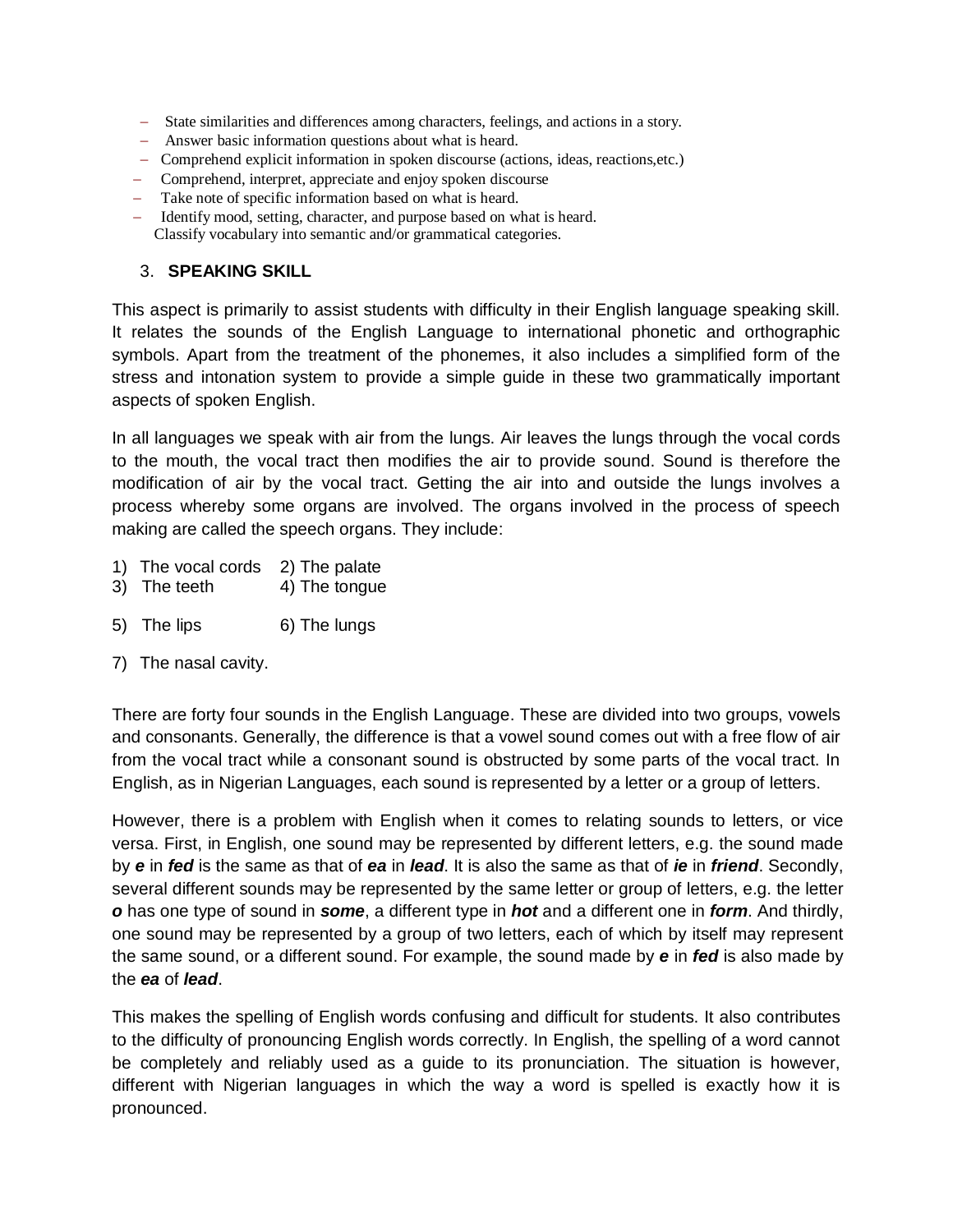- State similarities and differences among characters, feelings, and actions in a story.
- Answer basic information questions about what is heard.
- Comprehend explicit information in spoken discourse (actions, ideas, reactions,etc.)
- Comprehend, interpret, appreciate and enjoy spoken discourse
- Take note of specific information based on what is heard.
- Identify mood, setting, character, and purpose based on what is heard.
  Classify vocabulary into semantic and/or grammatical categories.

3. **SPEAKING SKILL**

This aspect is primarily to assist students with difficulty in their English language speaking skill. It relates the sounds of the English Language to international phonetic and orthographic symbols. Apart from the treatment of the phonemes, it also includes a simplified form of the stress and intonation system to provide a simple guide in these two grammatically important aspects of spoken English.

In all languages we speak with air from the lungs. Air leaves the lungs through the vocal cords to the mouth, the vocal tract then modifies the air to provide sound. Sound is therefore the modification of air by the vocal tract. Getting the air into and outside the lungs involves a process whereby some organs are involved. The organs involved in the process of speech making are called the speech organs. They include:

1) The vocal cords 2) The palate
3) The teeth 4) The tongue
5) The lips 6) The lungs
7) The nasal cavity.

There are forty four sounds in the English Language. These are divided into two groups, vowels and consonants. Generally, the difference is that a vowel sound comes out with a free flow of air from the vocal tract while a consonant sound is obstructed by some parts of the vocal tract. In English, as in Nigerian Languages, each sound is represented by a letter or a group of letters.

However, there is a problem with English when it comes to relating sounds to letters, or vice versa. First, in English, one sound may be represented by different letters, e.g. the sound made by ***e*** in ***fed*** is the same as that of ***ea*** in ***lead***. It is also the same as that of ***ie*** in ***friend***. Secondly, several different sounds may be represented by the same letter or group of letters, e.g. the letter ***o*** has one type of sound in ***some***, a different type in ***hot*** and a different one in ***form***. And thirdly, one sound may be represented by a group of two letters, each of which by itself may represent the same sound, or a different sound. For example, the sound made by ***e*** in ***fed*** is also made by the ***ea*** of ***lead***.

This makes the spelling of English words confusing and difficult for students. It also contributes to the difficulty of pronouncing English words correctly. In English, the spelling of a word cannot be completely and reliably used as a guide to its pronunciation. The situation is however, different with Nigerian languages in which the way a word is spelled is exactly how it is pronounced.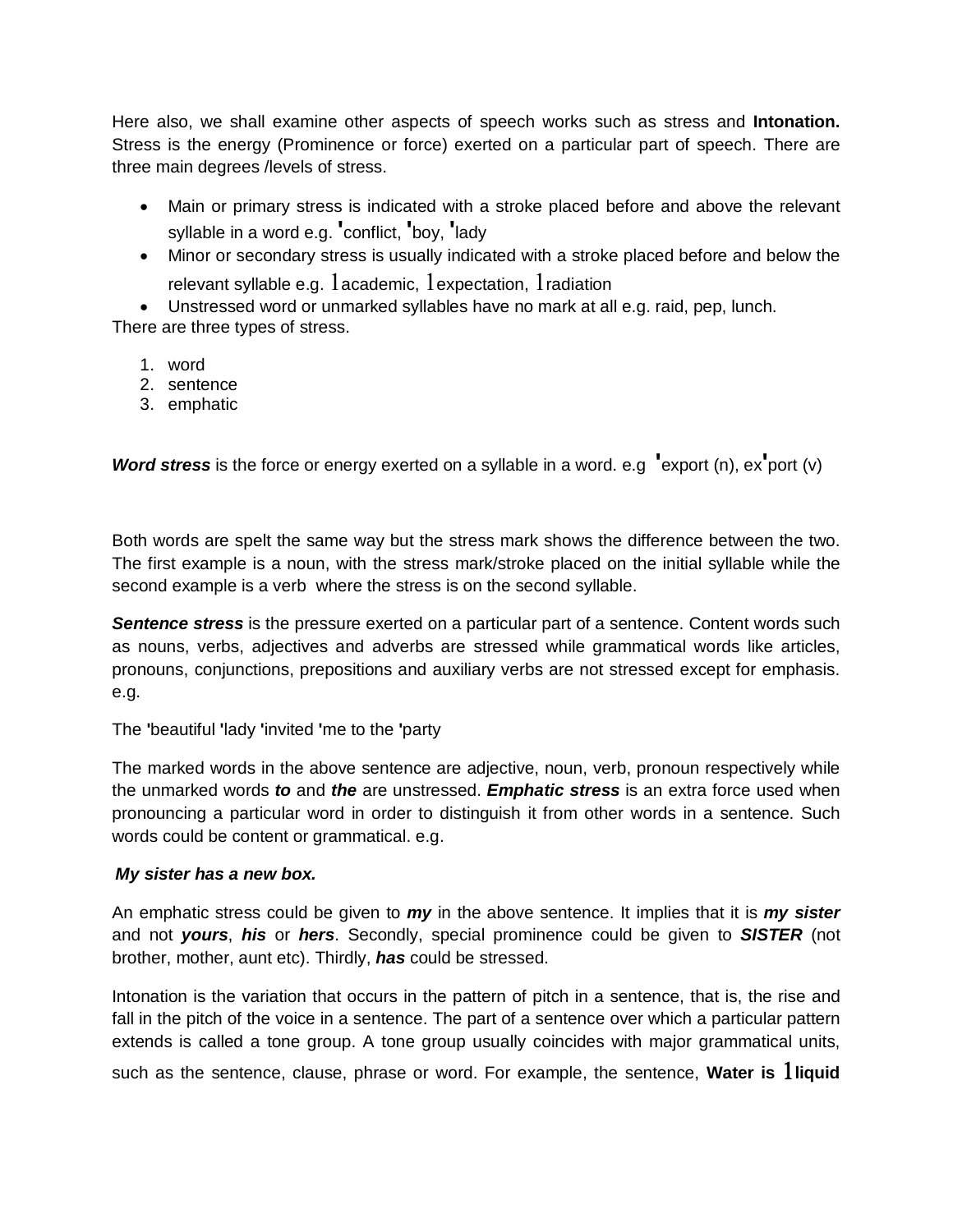Here also, we shall examine other aspects of speech works such as stress and **Intonation.** Stress is the energy (Prominence or force) exerted on a particular part of speech. There are three main degrees /levels of stress.

- Main or primary stress is indicated with a stroke placed before and above the relevant syllable in a word e.g. ˈconflict, ˈboy, ˈlady
- Minor or secondary stress is usually indicated with a stroke placed before and below the relevant syllable e.g. 1academic, 1expectation, 1radiation
- Unstressed word or unmarked syllables have no mark at all e.g. raid, pep, lunch.

There are three types of stress.

1. word
2. sentence
3. emphatic

***Word stress*** is the force or energy exerted on a syllable in a word. e.g ˈexport (n), exˈport (v)

Both words are spelt the same way but the stress mark shows the difference between the two. The first example is a noun, with the stress mark/stroke placed on the initial syllable while the second example is a verb where the stress is on the second syllable.

***Sentence stress*** is the pressure exerted on a particular part of a sentence. Content words such as nouns, verbs, adjectives and adverbs are stressed while grammatical words like articles, pronouns, conjunctions, prepositions and auxiliary verbs are not stressed except for emphasis. e.g.

The **'**beautiful **'**lady **'**invited **'**me to the **'**party

The marked words in the above sentence are adjective, noun, verb, pronoun respectively while the unmarked words ***to*** and ***the*** are unstressed. ***Emphatic stress*** is an extra force used when pronouncing a particular word in order to distinguish it from other words in a sentence. Such words could be content or grammatical. e.g.

***My sister has a new box.***

An emphatic stress could be given to ***my*** in the above sentence. It implies that it is ***my sister*** and not ***yours***, ***his*** or ***hers***. Secondly, special prominence could be given to ***SISTER*** (not brother, mother, aunt etc). Thirdly, ***has*** could be stressed.

Intonation is the variation that occurs in the pattern of pitch in a sentence, that is, the rise and fall in the pitch of the voice in a sentence. The part of a sentence over which a particular pattern extends is called a tone group. A tone group usually coincides with major grammatical units, such as the sentence, clause, phrase or word. For example, the sentence, **Water is 1liquid**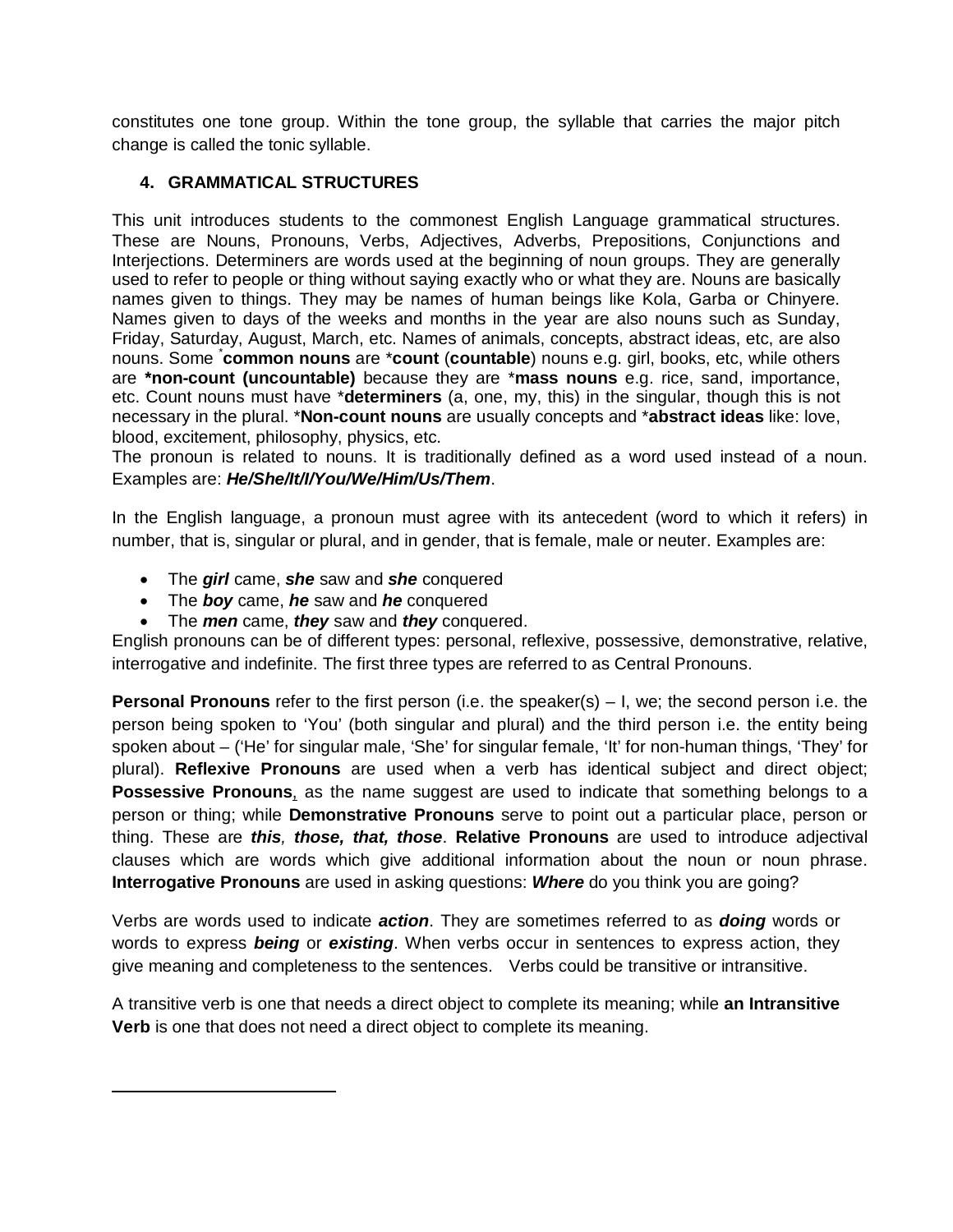constitutes one tone group. Within the tone group, the syllable that carries the major pitch change is called the tonic syllable.

## 4. GRAMMATICAL STRUCTURES

This unit introduces students to the commonest English Language grammatical structures. These are Nouns, Pronouns, Verbs, Adjectives, Adverbs, Prepositions, Conjunctions and Interjections. Determiners are words used at the beginning of noun groups. They are generally used to refer to people or thing without saying exactly who or what they are. Nouns are basically names given to things. They may be names of human beings like Kola, Garba or Chinyere. Names given to days of the weeks and months in the year are also nouns such as Sunday, Friday, Saturday, August, March, etc. Names of animals, concepts, abstract ideas, etc, are also nouns. Some *common nouns** are *count** (**countable**) nouns e.g. girl, books, etc, while others are ***non-count (uncountable)** because they are *mass nouns** e.g. rice, sand, importance, etc. Count nouns must have *determiners** (a, one, my, this) in the singular, though this is not necessary in the plural. *Non-count nouns** are usually concepts and *abstract ideas** like: love, blood, excitement, philosophy, physics, etc.

The pronoun is related to nouns. It is traditionally defined as a word used instead of a noun. Examples are: ***He/She/It/I/You/We/Him/Us/Them***.

In the English language, a pronoun must agree with its antecedent (word to which it refers) in number, that is, singular or plural, and in gender, that is female, male or neuter. Examples are:

- The ***girl*** came, ***she*** saw and ***she*** conquered
- The ***boy*** came, ***he*** saw and ***he*** conquered
- The ***men*** came, ***they*** saw and ***they*** conquered.

English pronouns can be of different types: personal, reflexive, possessive, demonstrative, relative, interrogative and indefinite. The first three types are referred to as Central Pronouns.

**Personal Pronouns** refer to the first person (i.e. the speaker(s) – I, we; the second person i.e. the person being spoken to 'You' (both singular and plural) and the third person i.e. the entity being spoken about – ('He' for singular male, 'She' for singular female, 'It' for non-human things, 'They' for plural). **Reflexive Pronouns** are used when a verb has identical subject and direct object; **Possessive Pronouns**, as the name suggest are used to indicate that something belongs to a person or thing; while **Demonstrative Pronouns** serve to point out a particular place, person or thing. These are ***this, those, that, those***. **Relative Pronouns** are used to introduce adjectival clauses which are words which give additional information about the noun or noun phrase. **Interrogative Pronouns** are used in asking questions: ***Where*** do you think you are going?

Verbs are words used to indicate ***action***. They are sometimes referred to as ***doing*** words or words to express ***being*** or ***existing***. When verbs occur in sentences to express action, they give meaning and completeness to the sentences. Verbs could be transitive or intransitive.

A transitive verb is one that needs a direct object to complete its meaning; while **an Intransitive Verb** is one that does not need a direct object to complete its meaning.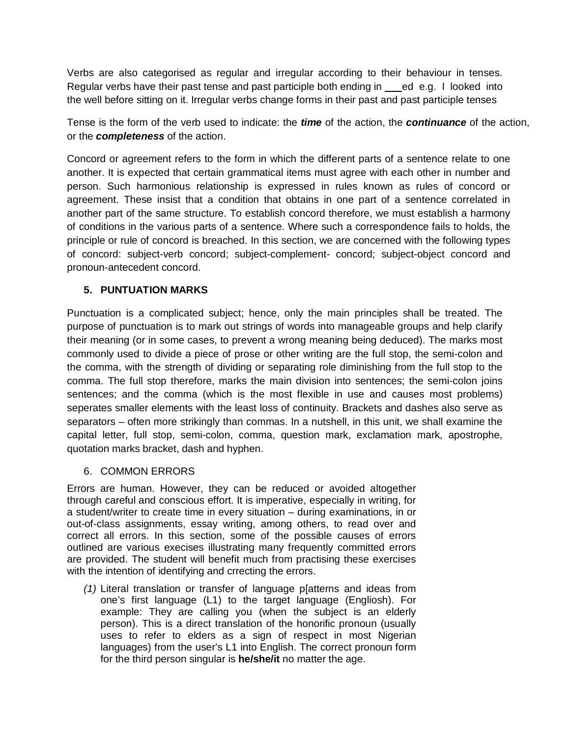Verbs are also categorised as regular and irregular according to their behaviour in tenses. Regular verbs have their past tense and past participle both ending in ___ed e.g. I looked into the well before sitting on it. Irregular verbs change forms in their past and past participle tenses

Tense is the form of the verb used to indicate: the ***time*** of the action, the ***continuance*** of the action, or the ***completeness*** of the action.

Concord or agreement refers to the form in which the different parts of a sentence relate to one another. It is expected that certain grammatical items must agree with each other in number and person. Such harmonious relationship is expressed in rules known as rules of concord or agreement. These insist that a condition that obtains in one part of a sentence correlated in another part of the same structure. To establish concord therefore, we must establish a harmony of conditions in the various parts of a sentence. Where such a correspondence fails to holds, the principle or rule of concord is breached. In this section, we are concerned with the following types of concord: subject-verb concord; subject-complement- concord; subject-object concord and pronoun-antecedent concord.

## 5. PUNTUATION MARKS

Punctuation is a complicated subject; hence, only the main principles shall be treated. The purpose of punctuation is to mark out strings of words into manageable groups and help clarify their meaning (or in some cases, to prevent a wrong meaning being deduced). The marks most commonly used to divide a piece of prose or other writing are the full stop, the semi-colon and the comma, with the strength of dividing or separating role diminishing from the full stop to the comma. The full stop therefore, marks the main division into sentences; the semi-colon joins sentences; and the comma (which is the most flexible in use and causes most problems) seperates smaller elements with the least loss of continuity. Brackets and dashes also serve as separators – often more strikingly than commas. In a nutshell, in this unit, we shall examine the capital letter, full stop, semi-colon, comma, question mark, exclamation mark, apostrophe, quotation marks bracket, dash and hyphen.

## 6. COMMON ERRORS

Errors are human. However, they can be reduced or avoided altogether through careful and conscious effort. It is imperative, especially in writing, for a student/writer to create time in every situation – during examinations, in or out-of-class assignments, essay writing, among others, to read over and correct all errors. In this section, some of the possible causes of errors outlined are various execises illustrating many frequently committed errors are provided. The student will benefit much from practising these exercises with the intention of identifying and crrecting the errors.

*(1)* Literal translation or transfer of language p[atterns and ideas from one's first language (L1) to the target language (Engliosh). For example: They are calling you (when the subject is an elderly person). This is a direct translation of the honorific pronoun (usually uses to refer to elders as a sign of respect in most Nigerian languages) from the user's L1 into English. The correct pronoun form for the third person singular is **he/she/it** no matter the age.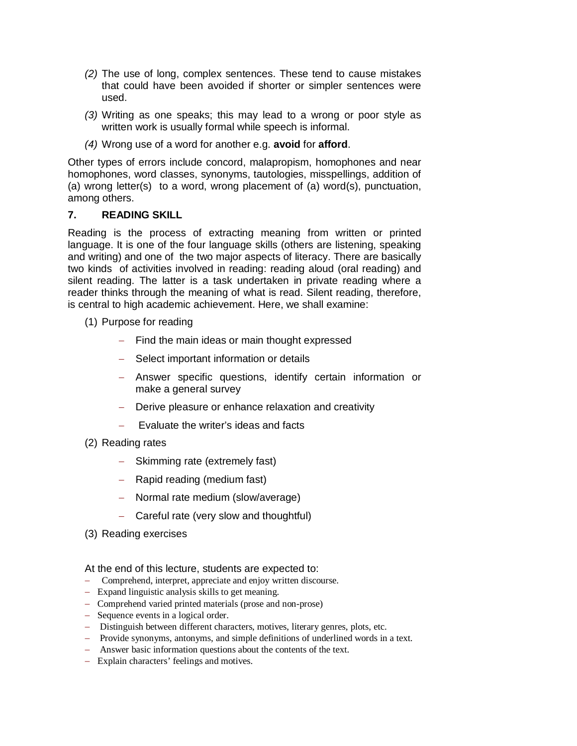*(2)* The use of long, complex sentences. These tend to cause mistakes that could have been avoided if shorter or simpler sentences were used.

*(3)* Writing as one speaks; this may lead to a wrong or poor style as written work is usually formal while speech is informal.

*(4)* Wrong use of a word for another e.g. **avoid** for **afford**.

Other types of errors include concord, malapropism, homophones and near homophones, word classes, synonyms, tautologies, misspellings, addition of (a) wrong letter(s) to a word, wrong placement of (a) word(s), punctuation, among others.

## 7. READING SKILL

Reading is the process of extracting meaning from written or printed language. It is one of the four language skills (others are listening, speaking and writing) and one of the two major aspects of literacy. There are basically two kinds of activities involved in reading: reading aloud (oral reading) and silent reading. The latter is a task undertaken in private reading where a reader thinks through the meaning of what is read. Silent reading, therefore, is central to high academic achievement. Here, we shall examine:

(1) Purpose for reading

- Find the main ideas or main thought expressed
- Select important information or details
- Answer specific questions, identify certain information or make a general survey
- Derive pleasure or enhance relaxation and creativity
- Evaluate the writer's ideas and facts

(2) Reading rates

- Skimming rate (extremely fast)
- Rapid reading (medium fast)
- Normal rate medium (slow/average)
- Careful rate (very slow and thoughtful)

(3) Reading exercises

At the end of this lecture, students are expected to:

- Comprehend, interpret, appreciate and enjoy written discourse.
- Expand linguistic analysis skills to get meaning.
- Comprehend varied printed materials (prose and non-prose)
- Sequence events in a logical order.
- Distinguish between different characters, motives, literary genres, plots, etc.
- Provide synonyms, antonyms, and simple definitions of underlined words in a text.
- Answer basic information questions about the contents of the text.
- Explain characters' feelings and motives.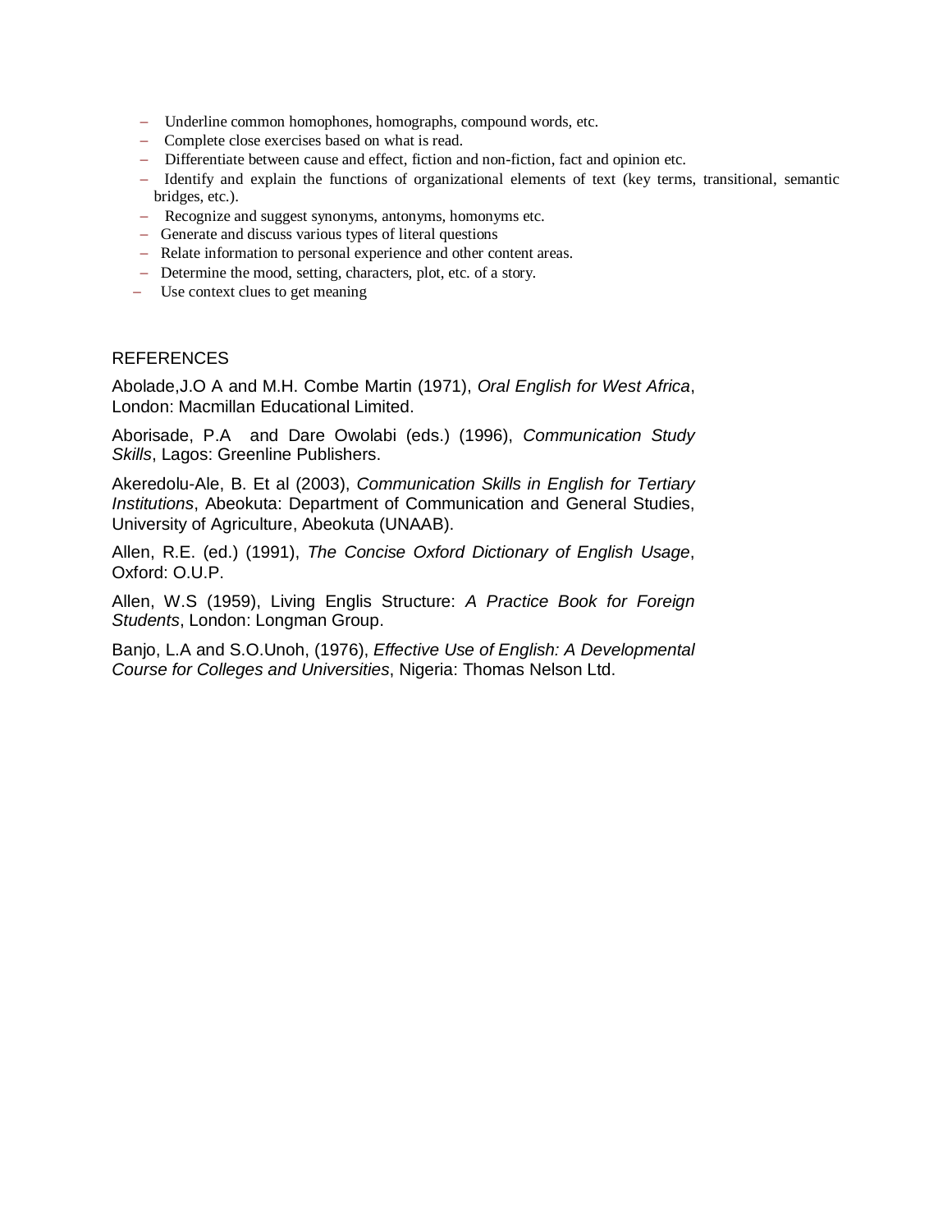- Underline common homophones, homographs, compound words, etc.
- Complete close exercises based on what is read.
- Differentiate between cause and effect, fiction and non-fiction, fact and opinion etc.
- Identify and explain the functions of organizational elements of text (key terms, transitional, semantic bridges, etc.).
- Recognize and suggest synonyms, antonyms, homonyms etc.
- Generate and discuss various types of literal questions
- Relate information to personal experience and other content areas.
- Determine the mood, setting, characters, plot, etc. of a story.
- Use context clues to get meaning

REFERENCES

Abolade,J.O A and M.H. Combe Martin (1971), *Oral English for West Africa*, London: Macmillan Educational Limited.

Aborisade, P.A and Dare Owolabi (eds.) (1996), *Communication Study Skills*, Lagos: Greenline Publishers.

Akeredolu-Ale, B. Et al (2003), *Communication Skills in English for Tertiary Institutions*, Abeokuta: Department of Communication and General Studies, University of Agriculture, Abeokuta (UNAAB).

Allen, R.E. (ed.) (1991), *The Concise Oxford Dictionary of English Usage*, Oxford: O.U.P.

Allen, W.S (1959), Living Englis Structure: *A Practice Book for Foreign Students*, London: Longman Group.

Banjo, L.A and S.O.Unoh, (1976), *Effective Use of English: A Developmental Course for Colleges and Universities*, Nigeria: Thomas Nelson Ltd.